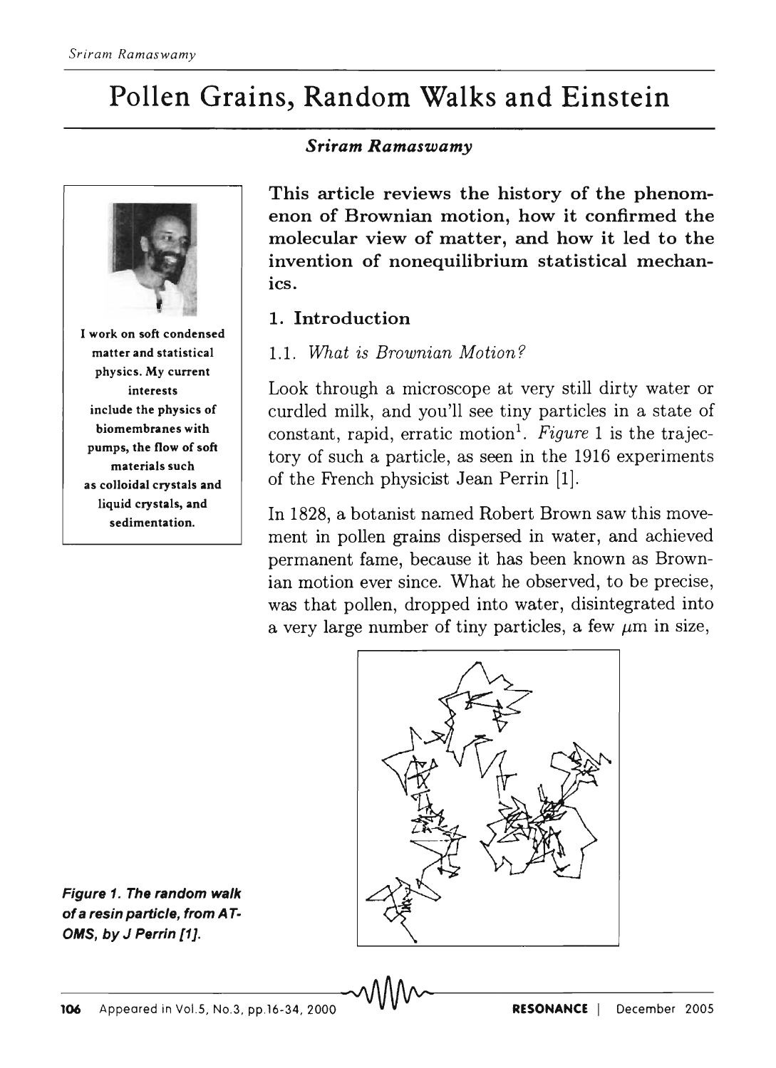# Pollen Grains, Random Walks and Einstein

***Sriram Ramaswamy***

I work on soft condensed matter and statistical physics. My current interests include the physics of biomembranes with pumps, the flow of soft materials such as colloidal crystals and liquid crystals, and sedimentation.

**This article reviews the history of the phenomenon of Brownian motion, how it confirmed the molecular view of matter, and how it led to the invention of nonequilibrium statistical mechanics.**

## 1. Introduction

### 1.1. *What is Brownian Motion?*

Look through a microscope at very still dirty water or curdled milk, and you'll see tiny particles in a state of constant, rapid, erratic motion[1]. *Figure* 1 is the trajectory of such a particle, as seen in the 1916 experiments of the French physicist Jean Perrin [1].

In 1828, a botanist named Robert Brown saw this movement in pollen grains dispersed in water, and achieved permanent fame, because it has been known as Brownian motion ever since. What he observed, to be precise, was that pollen, dropped into water, disintegrated into a very large number of tiny particles, a few $\mu$m in size,

**Figure 1. The random walk of a resin particle, from ATOMS, by J Perrin [1].**

Appeared in Vol.5, No.3, pp.16-34, 2000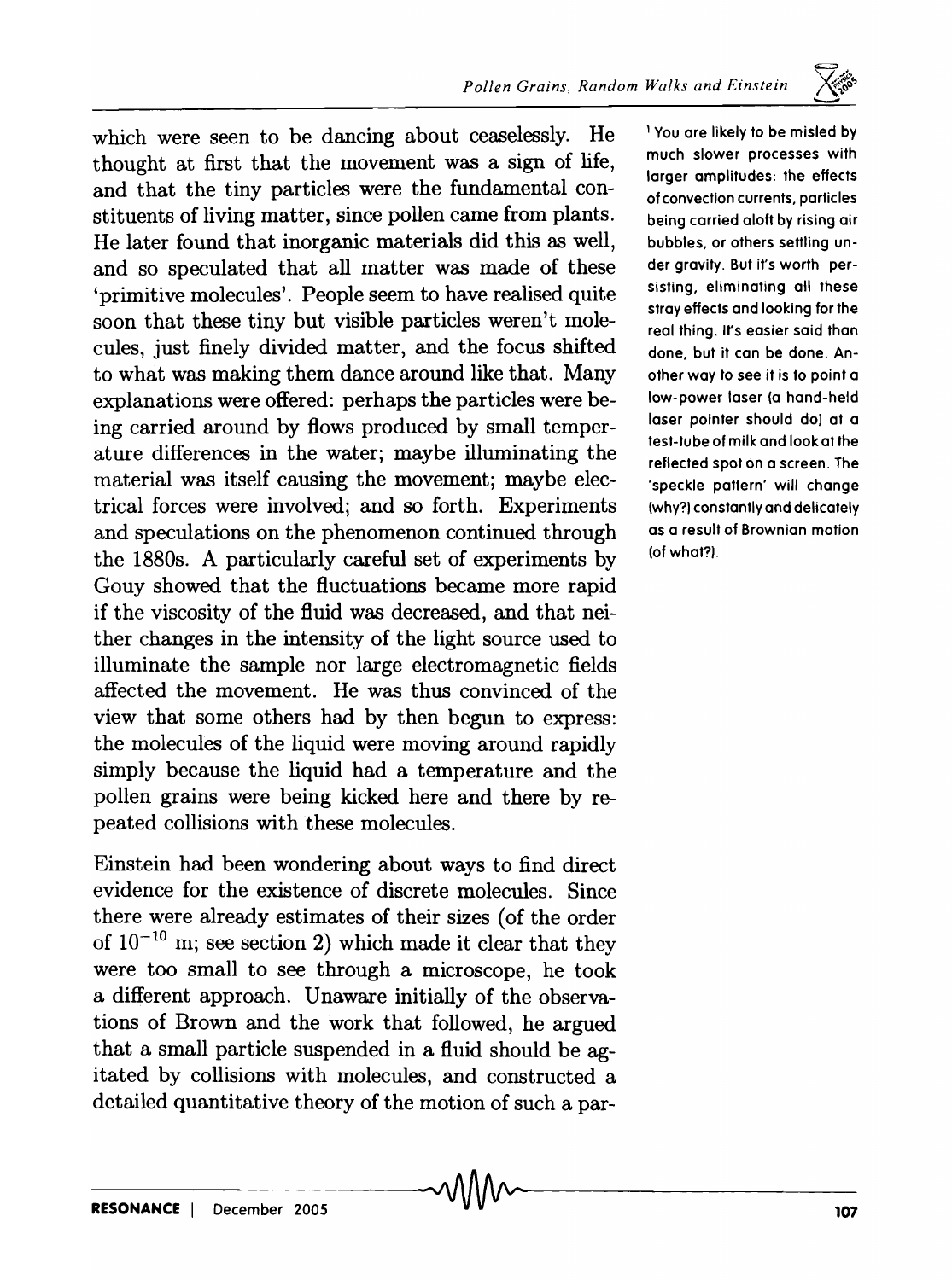which were seen to be dancing about ceaselessly. He thought at first that the movement was a sign of life, and that the tiny particles were the fundamental constituents of living matter, since pollen came from plants. He later found that inorganic materials did this as well, and so speculated that all matter was made of these 'primitive molecules'. People seem to have realised quite soon that these tiny but visible particles weren't molecules, just finely divided matter, and the focus shifted to what was making them dance around like that. Many explanations were offered: perhaps the particles were being carried around by flows produced by small temperature differences in the water; maybe illuminating the material was itself causing the movement; maybe electrical forces were involved; and so forth. Experiments and speculations on the phenomenon continued through the 1880s. A particularly careful set of experiments by Gouy showed that the fluctuations became more rapid if the viscosity of the fluid was decreased, and that neither changes in the intensity of the light source used to illuminate the sample nor large electromagnetic fields affected the movement. He was thus convinced of the view that some others had by then begun to express: the molecules of the liquid were moving around rapidly simply because the liquid had a temperature and the pollen grains were being kicked here and there by repeated collisions with these molecules.

Einstein had been wondering about ways to find direct evidence for the existence of discrete molecules. Since there were already estimates of their sizes (of the order of $10^{-10}$ m; see section 2) which made it clear that they were too small to see through a microscope, he took a different approach. Unaware initially of the observations of Brown and the work that followed, he argued that a small particle suspended in a fluid should be agitated by collisions with molecules, and constructed a detailed quantitative theory of the motion of such a par-

[1] You are likely to be misled by much slower processes with larger amplitudes: the effects of convection currents, particles being carried aloft by rising air bubbles, or others settling under gravity. But it's worth persisting, eliminating all these stray effects and looking for the real thing. It's easier said than done, but it can be done. Another way to see it is to point a low-power laser (a hand-held laser pointer should do) at a test-tube of milk and look at the reflected spot on a screen. The 'speckle pattern' will change (why?) constantly and delicately as a result of Brownian motion (of what?).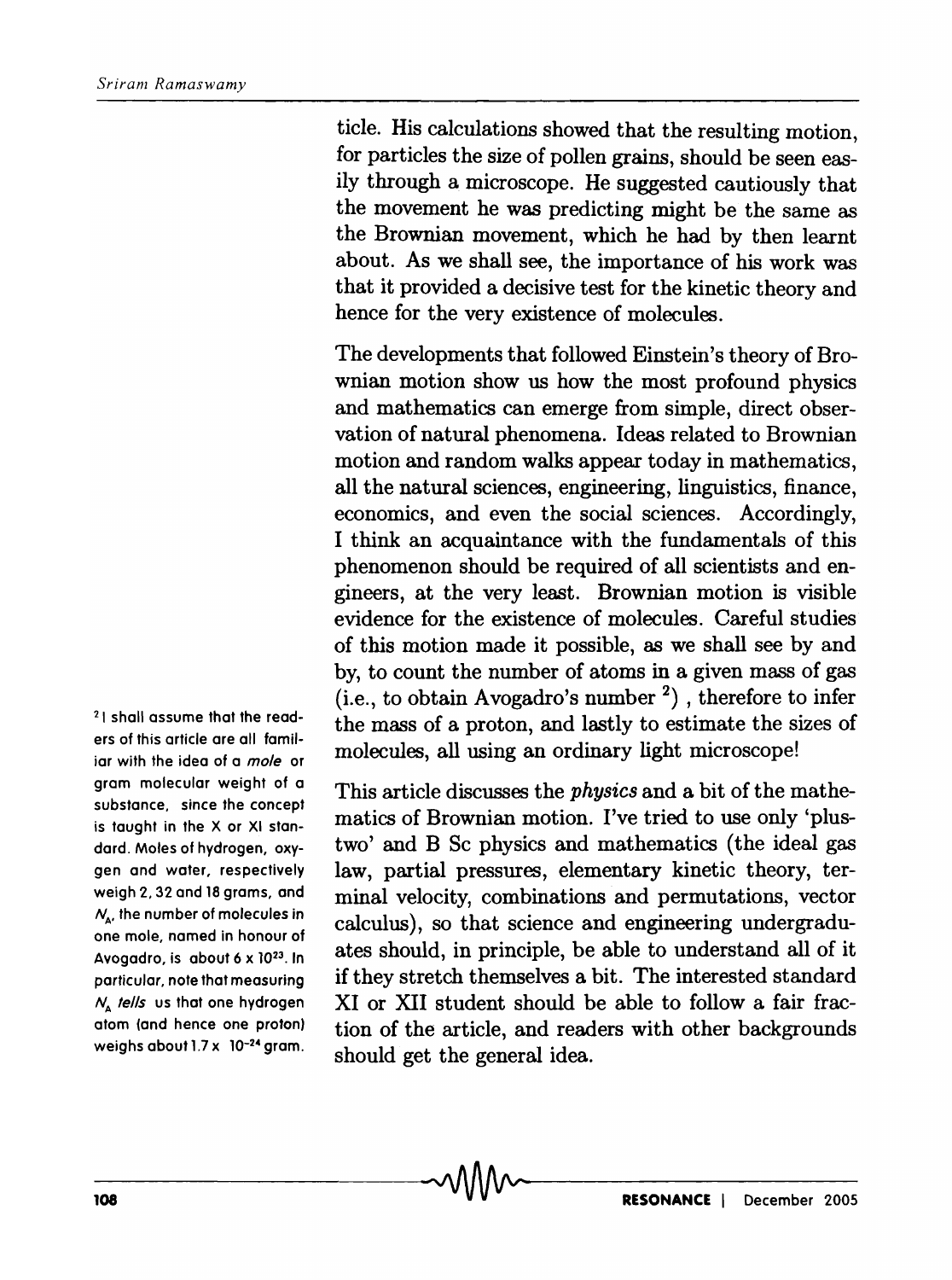ticle. His calculations showed that the resulting motion, for particles the size of pollen grains, should be seen easily through a microscope. He suggested cautiously that the movement he was predicting might be the same as the Brownian movement, which he had by then learnt about. As we shall see, the importance of his work was that it provided a decisive test for the kinetic theory and hence for the very existence of molecules.

The developments that followed Einstein's theory of Brownian motion show us how the most profound physics and mathematics can emerge from simple, direct observation of natural phenomena. Ideas related to Brownian motion and random walks appear today in mathematics, all the natural sciences, engineering, linguistics, finance, economics, and even the social sciences. Accordingly, I think an acquaintance with the fundamentals of this phenomenon should be required of all scientists and engineers, at the very least. Brownian motion is visible evidence for the existence of molecules. Careful studies of this motion made it possible, as we shall see by and by, to count the number of atoms in a given mass of gas (i.e., to obtain Avogadro's number [2]) , therefore to infer the mass of a proton, and lastly to estimate the sizes of molecules, all using an ordinary light microscope!

[2] I shall assume that the readers of this article are all familiar with the idea of a *mole* or gram molecular weight of a substance, since the concept is taught in the X or XI standard. Moles of hydrogen, oxygen and water, respectively weigh 2, 32 and 18 grams, and $N_A$, the number of molecules in one mole, named in honour of Avogadro, is about $6 \times 10^{23}$. In particular, note that measuring $N_A$ *tells* us that one hydrogen atom (and hence one proton) weighs about $1.7 \times 10^{-24}$ gram.

This article discusses the *physics* and a bit of the mathematics of Brownian motion. I've tried to use only 'plus-two' and B Sc physics and mathematics (the ideal gas law, partial pressures, elementary kinetic theory, terminal velocity, combinations and permutations, vector calculus), so that science and engineering undergraduates should, in principle, be able to understand all of it if they stretch themselves a bit. The interested standard XI or XII student should be able to follow a fair fraction of the article, and readers with other backgrounds should get the general idea.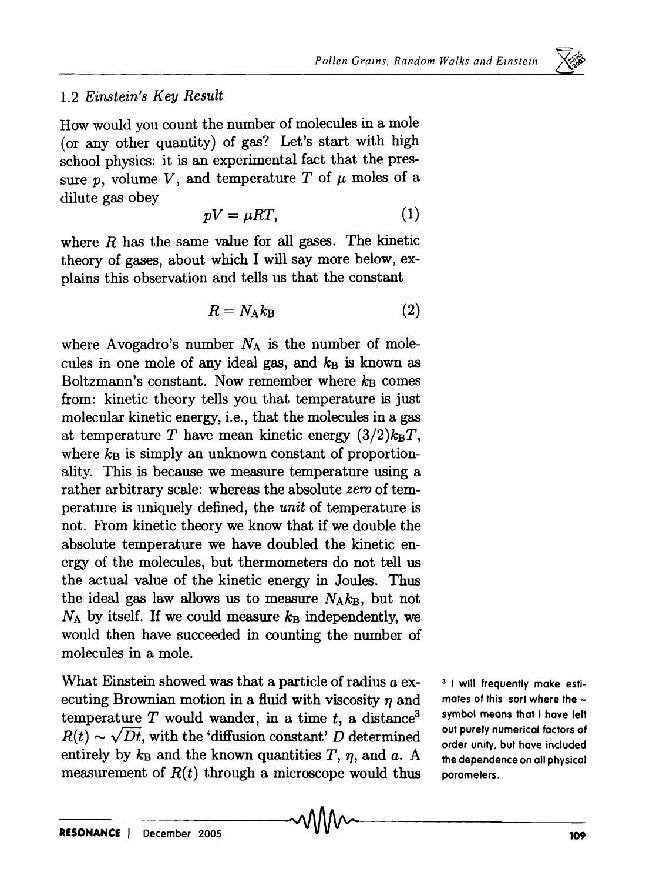### 1.2 *Einstein's Key Result*

How would you count the number of molecules in a mole (or any other quantity) of gas? Let's start with high school physics: it is an experimental fact that the pressure $p$, volume $V$, and temperature $T$ of $\mu$ moles of a dilute gas obey

$$pV = \mu RT, \tag{1}$$

where $R$ has the same value for all gases. The kinetic theory of gases, about which I will say more below, explains this observation and tells us that the constant

$$R = N_A k_B \tag{2}$$

where Avogadro's number $N_A$ is the number of molecules in one mole of any ideal gas, and $k_B$ is known as Boltzmann's constant. Now remember where $k_B$ comes from: kinetic theory tells you that temperature is just molecular kinetic energy, i.e., that the molecules in a gas at temperature $T$ have mean kinetic energy $(3/2)k_BT$, where $k_B$ is simply an unknown constant of proportionality. This is because we measure temperature using a rather arbitrary scale: whereas the absolute *zero* of temperature is uniquely defined, the *unit* of temperature is not. From kinetic theory we know that if we double the absolute temperature we have doubled the kinetic energy of the molecules, but thermometers do not tell us the actual value of the kinetic energy in Joules. Thus the ideal gas law allows us to measure $N_A k_B$, but not $N_A$ by itself. If we could measure $k_B$ independently, we would then have succeeded in counting the number of molecules in a mole.

What Einstein showed was that a particle of radius $a$ executing Brownian motion in a fluid with viscosity $\eta$ and temperature $T$ would wander, in a time $t$, a distance[3] $R(t) \sim \sqrt{Dt}$, with the 'diffusion constant' $D$ determined entirely by $k_B$ and the known quantities $T$, $\eta$, and $a$. A measurement of $R(t)$ through a microscope would thus

[3] I will frequently make estimates of this sort where the ~ symbol means that I have left out purely numerical factors of order unity, but have included the dependence on all physical parameters.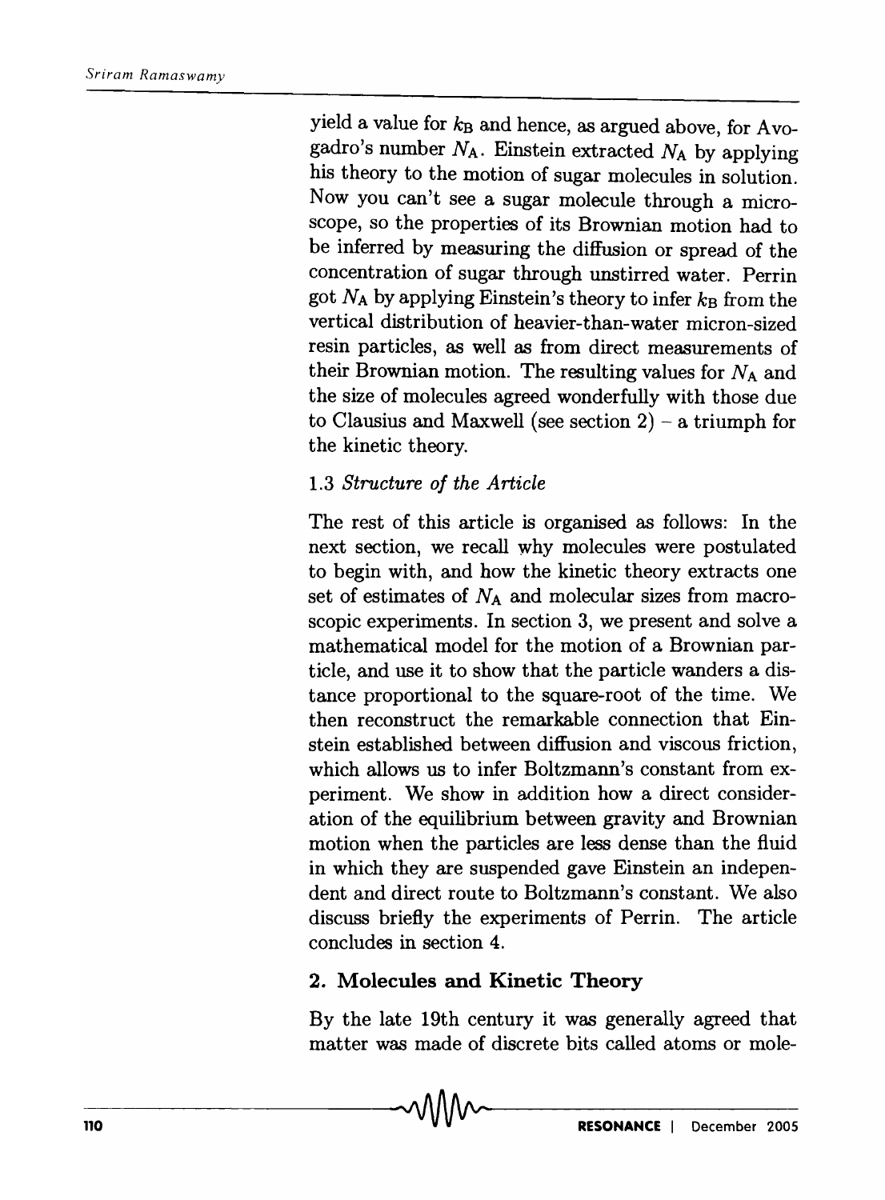yield a value for $k_B$ and hence, as argued above, for Avogadro's number $N_A$. Einstein extracted $N_A$ by applying his theory to the motion of sugar molecules in solution. Now you can't see a sugar molecule through a microscope, so the properties of its Brownian motion had to be inferred by measuring the diffusion or spread of the concentration of sugar through unstirred water. Perrin got $N_A$ by applying Einstein's theory to infer $k_B$ from the vertical distribution of heavier-than-water micron-sized resin particles, as well as from direct measurements of their Brownian motion. The resulting values for $N_A$ and the size of molecules agreed wonderfully with those due to Clausius and Maxwell (see section 2) – a triumph for the kinetic theory.

### 1.3 *Structure of the Article*

The rest of this article is organised as follows: In the next section, we recall why molecules were postulated to begin with, and how the kinetic theory extracts one set of estimates of $N_A$ and molecular sizes from macroscopic experiments. In section 3, we present and solve a mathematical model for the motion of a Brownian particle, and use it to show that the particle wanders a distance proportional to the square-root of the time. We then reconstruct the remarkable connection that Einstein established between diffusion and viscous friction, which allows us to infer Boltzmann's constant from experiment. We show in addition how a direct consideration of the equilibrium between gravity and Brownian motion when the particles are less dense than the fluid in which they are suspended gave Einstein an independent and direct route to Boltzmann's constant. We also discuss briefly the experiments of Perrin. The article concludes in section 4.

## 2. Molecules and Kinetic Theory

By the late 19th century it was generally agreed that matter was made of discrete bits called atoms or mole-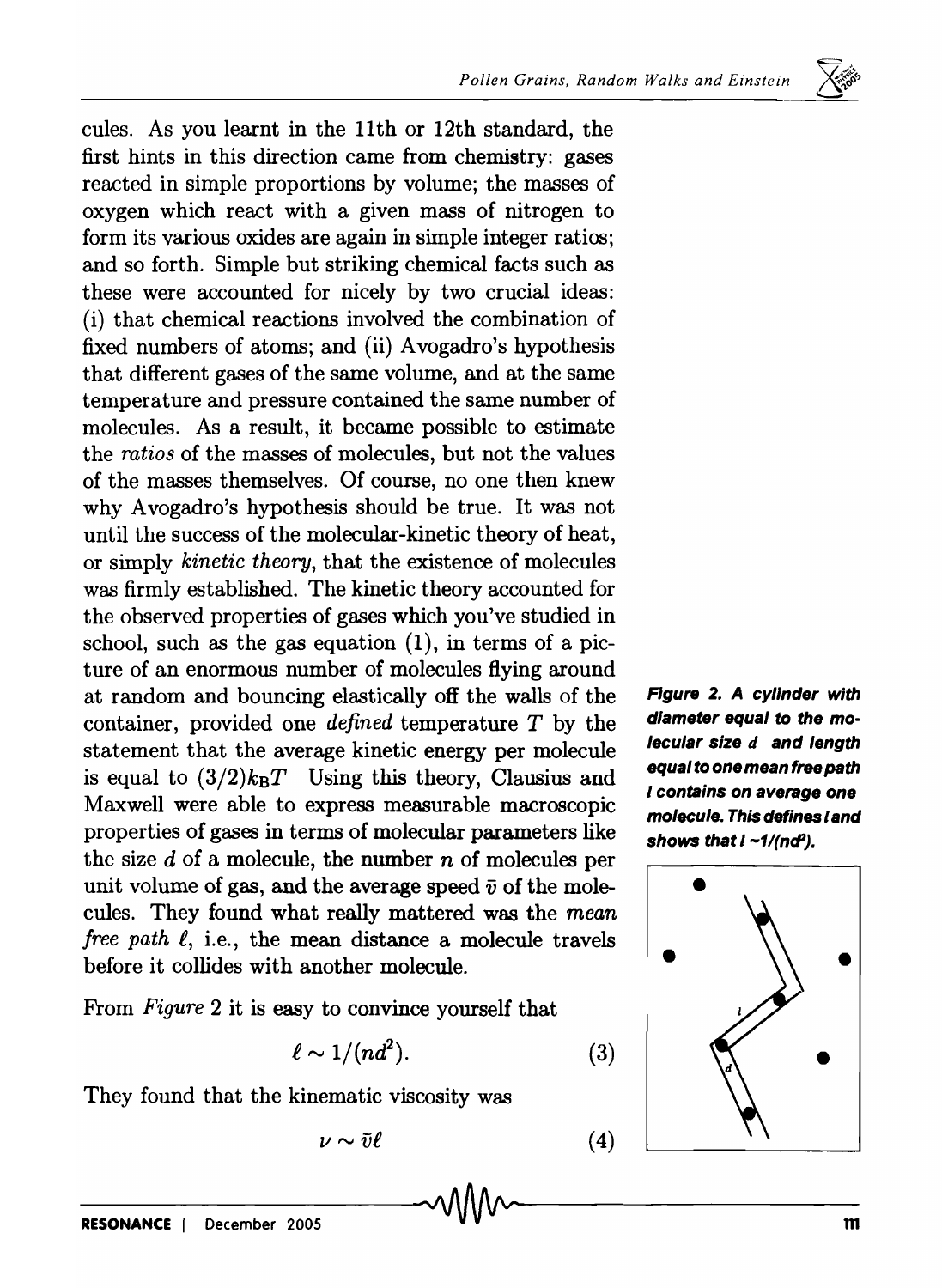cules. As you learnt in the 11th or 12th standard, the first hints in this direction came from chemistry: gases reacted in simple proportions by volume; the masses of oxygen which react with a given mass of nitrogen to form its various oxides are again in simple integer ratios; and so forth. Simple but striking chemical facts such as these were accounted for nicely by two crucial ideas: (i) that chemical reactions involved the combination of fixed numbers of atoms; and (ii) Avogadro's hypothesis that different gases of the same volume, and at the same temperature and pressure contained the same number of molecules. As a result, it became possible to estimate the *ratios* of the masses of molecules, but not the values of the masses themselves. Of course, no one then knew why Avogadro's hypothesis should be true. It was not until the success of the molecular-kinetic theory of heat, or simply *kinetic theory*, that the existence of molecules was firmly established. The kinetic theory accounted for the observed properties of gases which you've studied in school, such as the gas equation (1), in terms of a picture of an enormous number of molecules flying around at random and bouncing elastically off the walls of the container, provided one *defined* temperature $T$ by the statement that the average kinetic energy per molecule is equal to $(3/2)k_BT$ Using this theory, Clausius and Maxwell were able to express measurable macroscopic properties of gases in terms of molecular parameters like the size $d$ of a molecule, the number $n$ of molecules per unit volume of gas, and the average speed $\bar{v}$ of the molecules. They found what really mattered was the *mean free path* $\ell$, i.e., the mean distance a molecule travels before it collides with another molecule.

**Figure 2. A cylinder with diameter equal to the molecular size $d$ and length equal to one mean free path $l$ contains on average one molecule. This defines $l$ and shows that $l \sim 1/(nd^2)$.**

From *Figure* 2 it is easy to convince yourself that

$$\ell \sim 1/(nd^2). \tag{3}$$

They found that the kinematic viscosity was

$$\nu \sim \bar{v}\ell \tag{4}$$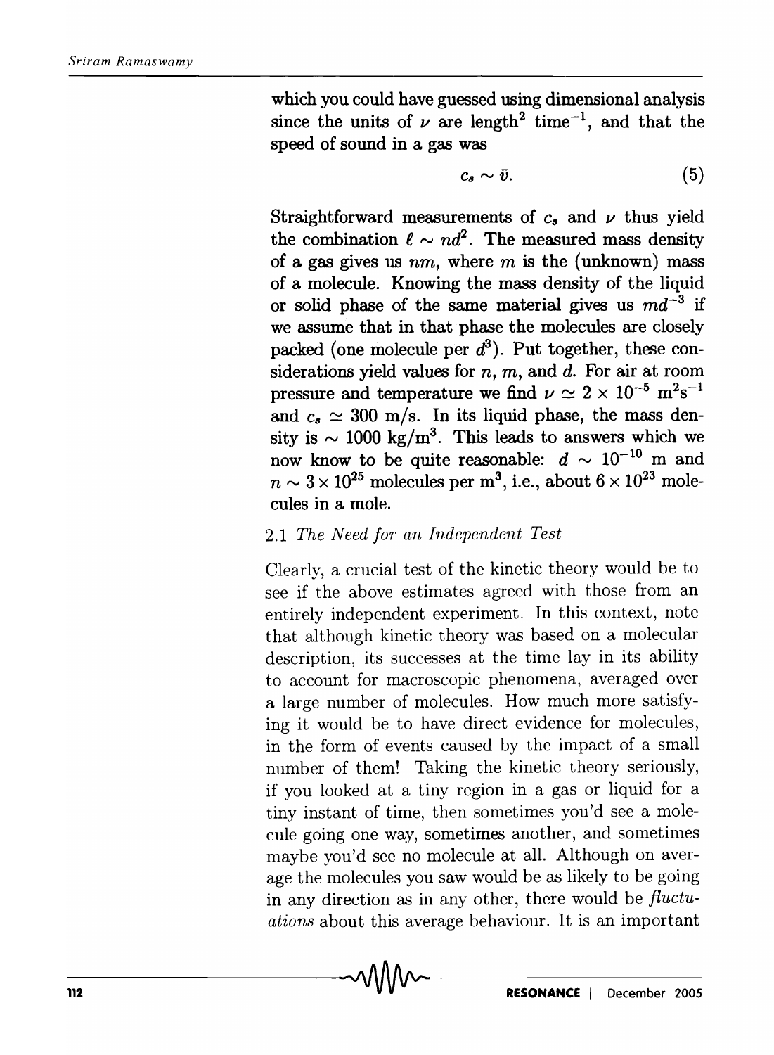which you could have guessed using dimensional analysis since the units of $\nu$ are length$^2$ time$^{-1}$, and that the speed of sound in a gas was

$$c_s \sim \bar{v}. \tag{5}$$

Straightforward measurements of $c_s$ and $\nu$ thus yield the combination $\ell \sim nd^2$. The measured mass density of a gas gives us $nm$, where $m$ is the (unknown) mass of a molecule. Knowing the mass density of the liquid or solid phase of the same material gives us $md^{-3}$ if we assume that in that phase the molecules are closely packed (one molecule per $d^3$). Put together, these considerations yield values for $n$, $m$, and $d$. For air at room pressure and temperature we find $\nu \simeq 2 \times 10^{-5}$ m$^2$s$^{-1}$ and $c_s \simeq 300$ m/s. In its liquid phase, the mass density is $\sim 1000$ kg/m$^3$. This leads to answers which we now know to be quite reasonable: $d \sim 10^{-10}$ m and $n \sim 3 \times 10^{25}$ molecules per m$^3$, i.e., about $6 \times 10^{23}$ molecules in a mole.

### 2.1 *The Need for an Independent Test*

Clearly, a crucial test of the kinetic theory would be to see if the above estimates agreed with those from an entirely independent experiment. In this context, note that although kinetic theory was based on a molecular description, its successes at the time lay in its ability to account for macroscopic phenomena, averaged over a large number of molecules. How much more satisfying it would be to have direct evidence for molecules, in the form of events caused by the impact of a small number of them! Taking the kinetic theory seriously, if you looked at a tiny region in a gas or liquid for a tiny instant of time, then sometimes you'd see a molecule going one way, sometimes another, and sometimes maybe you'd see no molecule at all. Although on average the molecules you saw would be as likely to be going in any direction as in any other, there would be *fluctuations* about this average behaviour. It is an important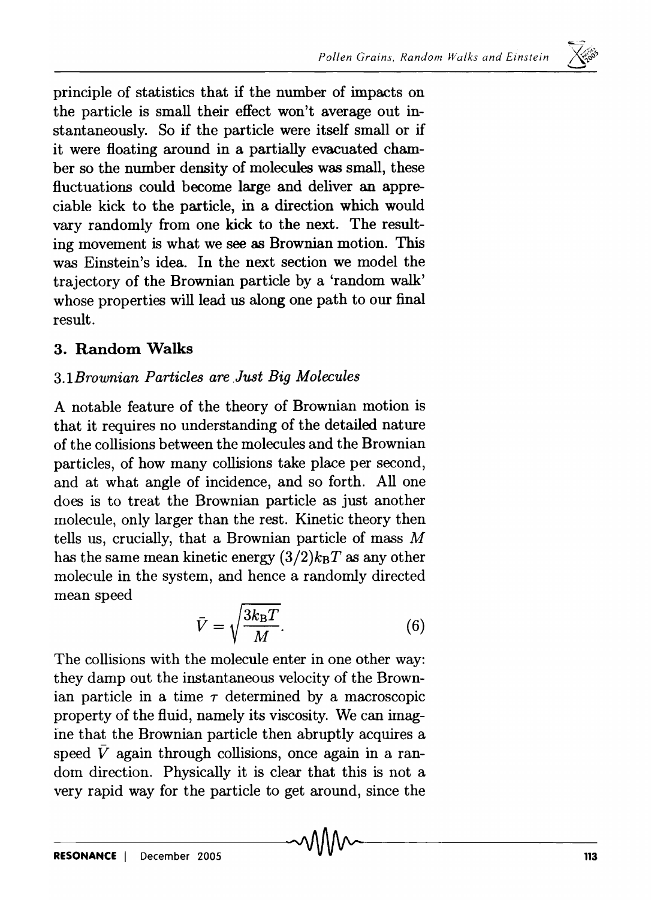principle of statistics that if the number of impacts on the particle is small their effect won't average out instantaneously. So if the particle were itself small or if it were floating around in a partially evacuated chamber so the number density of molecules was small, these fluctuations could become large and deliver an appreciable kick to the particle, in a direction which would vary randomly from one kick to the next. The resulting movement is what we see as Brownian motion. This was Einstein's idea. In the next section we model the trajectory of the Brownian particle by a 'random walk' whose properties will lead us along one path to our final result.

## 3. Random Walks

### 3.1 *Brownian Particles are Just Big Molecules*

A notable feature of the theory of Brownian motion is that it requires no understanding of the detailed nature of the collisions between the molecules and the Brownian particles, of how many collisions take place per second, and at what angle of incidence, and so forth. All one does is to treat the Brownian particle as just another molecule, only larger than the rest. Kinetic theory then tells us, crucially, that a Brownian particle of mass $M$ has the same mean kinetic energy $(3/2)k_{\mathrm{B}}T$ as any other molecule in the system, and hence a randomly directed mean speed

$$\bar{V} = \sqrt{\frac{3k_{\mathrm{B}}T}{M}}. \tag{6}$$

The collisions with the molecule enter in one other way: they damp out the instantaneous velocity of the Brownian particle in a time $\tau$ determined by a macroscopic property of the fluid, namely its viscosity. We can imagine that the Brownian particle then abruptly acquires a speed $\bar{V}$ again through collisions, once again in a random direction. Physically it is clear that this is not a very rapid way for the particle to get around, since the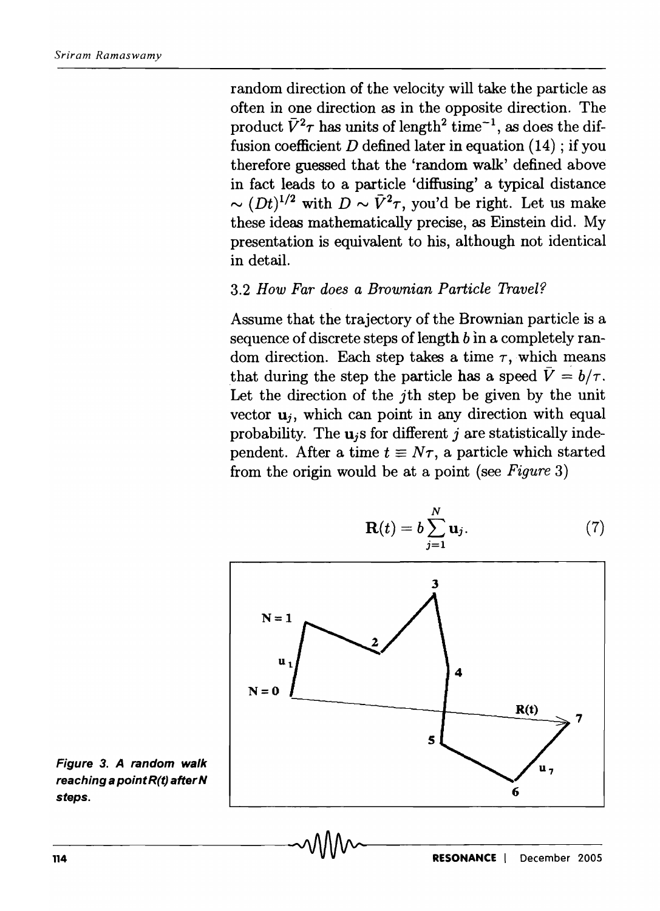random direction of the velocity will take the particle as often in one direction as in the opposite direction. The product $\bar{V}^2\tau$ has units of length$^2$ time$^{-1}$, as does the diffusion coefficient $D$ defined later in equation (14) ; if you therefore guessed that the 'random walk' defined above in fact leads to a particle 'diffusing' a typical distance $\sim (Dt)^{1/2}$ with $D \sim \bar{V}^2\tau$, you'd be right. Let us make these ideas mathematically precise, as Einstein did. My presentation is equivalent to his, although not identical in detail.

### 3.2 *How Far does a Brownian Particle Travel?*

Assume that the trajectory of the Brownian particle is a sequence of discrete steps of length $b$ in a completely random direction. Each step takes a time $\tau$, which means that during the step the particle has a speed $\bar{V} = b/\tau$. Let the direction of the $j$th step be given by the unit vector $\mathbf{u}_j$, which can point in any direction with equal probability. The $\mathbf{u}_j$s for different $j$ are statistically independent. After a time $t \equiv N\tau$, a particle which started from the origin would be at a point (see *Figure* 3)

$$\mathbf{R}(t) = b \sum_{j=1}^{N} \mathbf{u}_j. \tag{7}$$

*Figure 3. A random walk reaching a point R(t) after N steps.*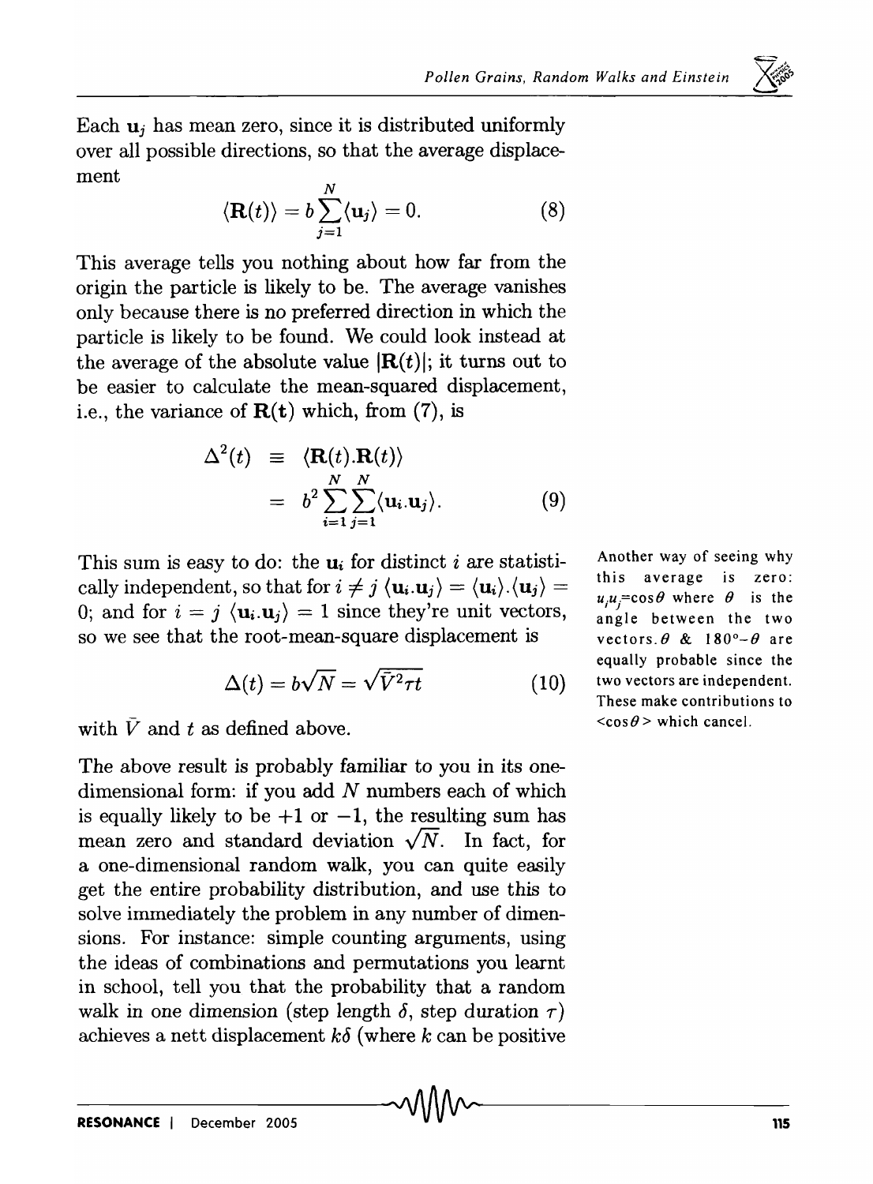Each $\mathbf{u}_j$ has mean zero, since it is distributed uniformly over all possible directions, so that the average displacement

$$\langle \mathbf{R}(t) \rangle = b \sum_{j=1}^{N} \langle \mathbf{u}_j \rangle = 0. \tag{8}$$

This average tells you nothing about how far from the origin the particle is likely to be. The average vanishes only because there is no preferred direction in which the particle is likely to be found. We could look instead at the average of the absolute value $|\mathbf{R}(t)|$; it turns out to be easier to calculate the mean-squared displacement, i.e., the variance of $\mathbf{R}(\mathbf{t})$ which, from (7), is

$$\begin{aligned} \Delta^2(t) &\equiv \langle \mathbf{R}(t).\mathbf{R}(t) \rangle \\ &= b^2 \sum_{i=1}^{N} \sum_{j=1}^{N} \langle \mathbf{u}_i.\mathbf{u}_j \rangle. \end{aligned} \tag{9}$$

This sum is easy to do: the $\mathbf{u}_i$ for distinct $i$ are statistically independent, so that for $i \neq j$ $\langle \mathbf{u}_i.\mathbf{u}_j \rangle = \langle \mathbf{u}_i \rangle . \langle \mathbf{u}_j \rangle = 0$; and for $i = j$ $\langle \mathbf{u}_i.\mathbf{u}_j \rangle = 1$ since they're unit vectors, so we see that the root-mean-square displacement is

$$\Delta(t) = b\sqrt{N} = \sqrt{\bar{V}^2 \tau t} \tag{10}$$

with $\bar{V}$ and $t$ as defined above.

Another way of seeing why this average is zero: $u_i u_j = \cos\theta$ where $\theta$ is the angle between the two vectors. $\theta$ & $180° - \theta$ are equally probable since the two vectors are independent. These make contributions to $<\cos\theta>$ which cancel.

The above result is probably familiar to you in its one-dimensional form: if you add $N$ numbers each of which is equally likely to be $+1$ or $-1$, the resulting sum has mean zero and standard deviation $\sqrt{N}$. In fact, for a one-dimensional random walk, you can quite easily get the entire probability distribution, and use this to solve immediately the problem in any number of dimensions. For instance: simple counting arguments, using the ideas of combinations and permutations you learnt in school, tell you that the probability that a random walk in one dimension (step length $\delta$, step duration $\tau$) achieves a nett displacement $k\delta$ (where $k$ can be positive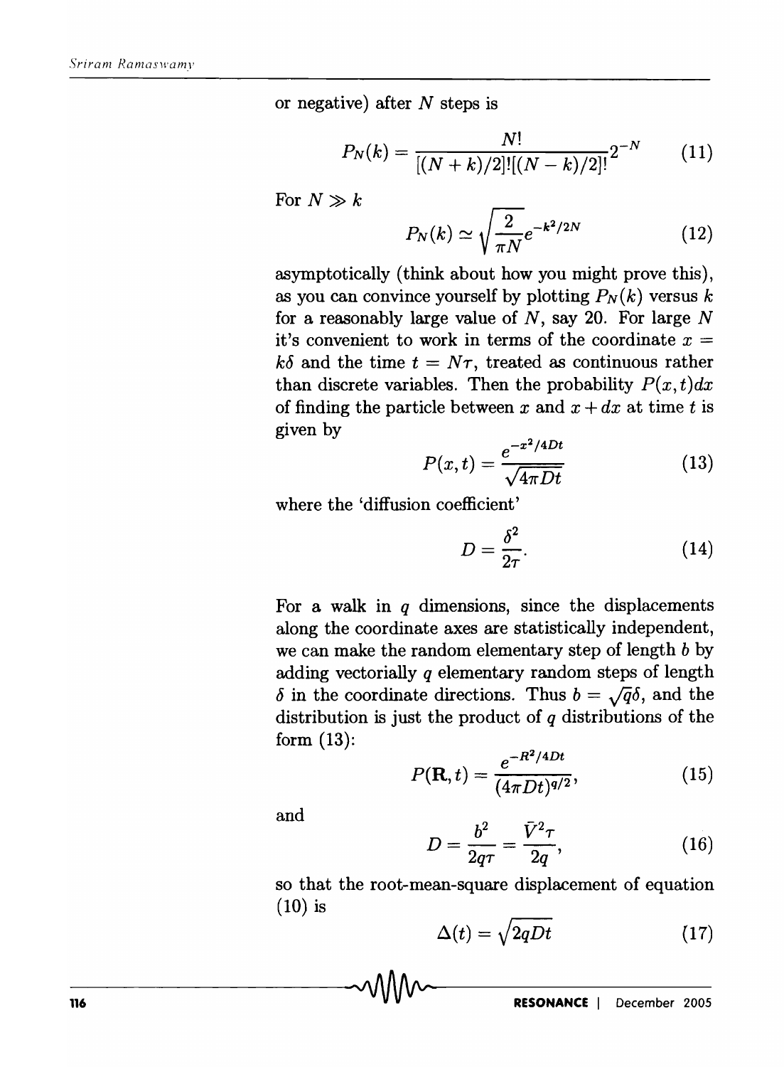or negative) after $N$ steps is

$$P_N(k) = \frac{N!}{[(N+k)/2]![(N-k)/2]!} 2^{-N} \tag{11}$$

For $N \gg k$

$$P_N(k) \simeq \sqrt{\frac{2}{\pi N}} e^{-k^2/2N} \tag{12}$$

asymptotically (think about how you might prove this), as you can convince yourself by plotting $P_N(k)$ versus $k$ for a reasonably large value of $N$, say 20. For large $N$ it's convenient to work in terms of the coordinate $x = k\delta$ and the time $t = N\tau$, treated as continuous rather than discrete variables. Then the probability $P(x,t)dx$ of finding the particle between $x$ and $x + dx$ at time $t$ is given by

$$P(x,t) = \frac{e^{-x^2/4Dt}}{\sqrt{4\pi Dt}} \tag{13}$$

where the 'diffusion coefficient'

$$D = \frac{\delta^2}{2\tau}. \tag{14}$$

For a walk in $q$ dimensions, since the displacements along the coordinate axes are statistically independent, we can make the random elementary step of length $b$ by adding vectorially $q$ elementary random steps of length $\delta$ in the coordinate directions. Thus $b = \sqrt{q}\delta$, and the distribution is just the product of $q$ distributions of the form (13):

$$P(\mathbf{R},t) = \frac{e^{-R^2/4Dt}}{(4\pi Dt)^{q/2}}, \tag{15}$$

and

$$D = \frac{b^2}{2q\tau} = \frac{\bar{V}^2\tau}{2q}, \tag{16}$$

so that the root-mean-square displacement of equation (10) is

$$\Delta(t) = \sqrt{2qDt} \tag{17}$$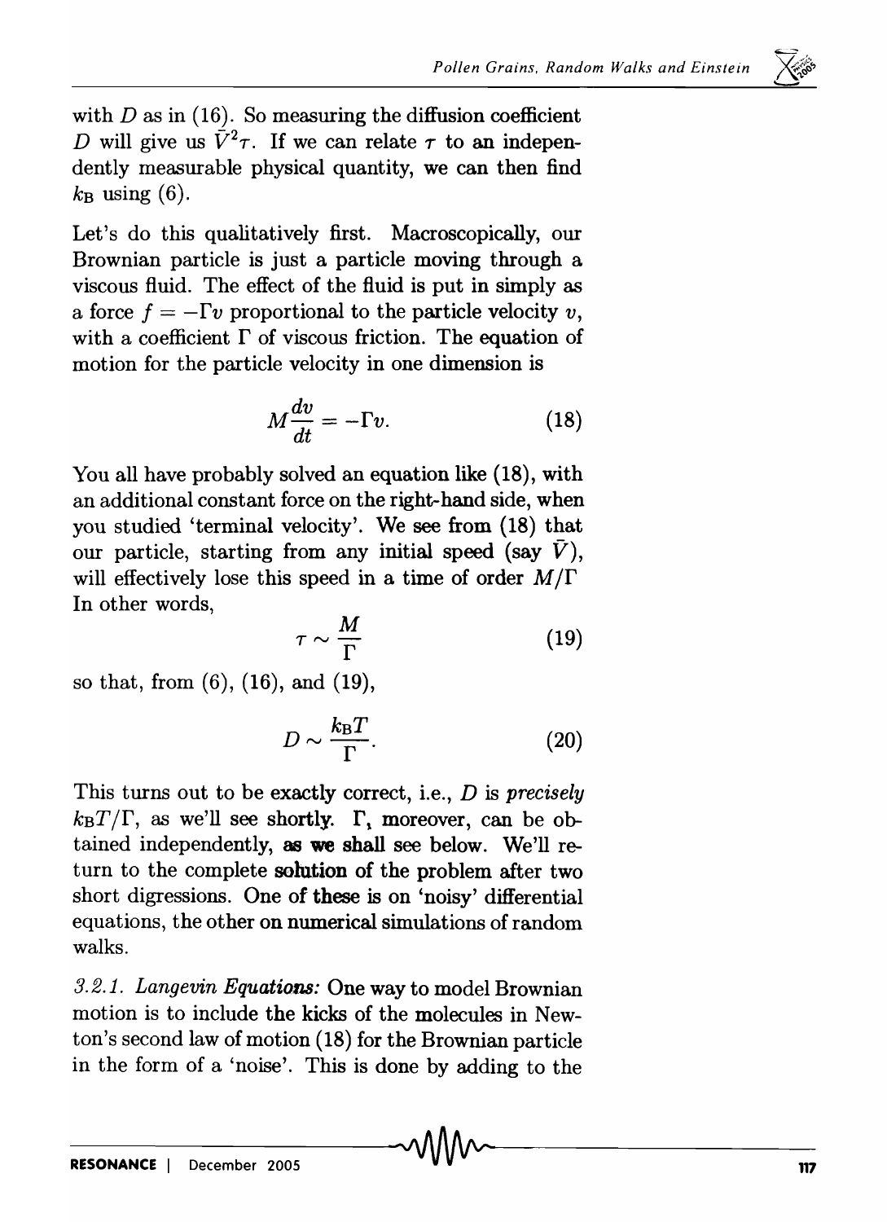with $D$ as in (16). So measuring the diffusion coefficient $D$ will give us $\bar{V}^2\tau$. If we can relate $\tau$ to an independently measurable physical quantity, we can then find $k_B$ using (6).

Let's do this qualitatively first. Macroscopically, our Brownian particle is just a particle moving through a viscous fluid. The effect of the fluid is put in simply as a force $f = -\Gamma v$ proportional to the particle velocity $v$, with a coefficient $\Gamma$ of viscous friction. The equation of motion for the particle velocity in one dimension is

$$M\frac{dv}{dt} = -\Gamma v. \tag{18}$$

You all have probably solved an equation like (18), with an additional constant force on the right-hand side, when you studied 'terminal velocity'. We see from (18) that our particle, starting from any initial speed (say $\bar{V}$), will effectively lose this speed in a time of order $M/\Gamma$ In other words,

$$\tau \sim \frac{M}{\Gamma} \tag{19}$$

so that, from (6), (16), and (19),

$$D \sim \frac{k_B T}{\Gamma}. \tag{20}$$

This turns out to be exactly correct, i.e., $D$ is *precisely* $k_B T/\Gamma$, as we'll see shortly. $\Gamma$, moreover, can be obtained independently, as we shall see below. We'll return to the complete solution of the problem after two short digressions. One of these is on 'noisy' differential equations, the other on numerical simulations of random walks.

*3.2.1. Langevin Equations:* One way to model Brownian motion is to include the kicks of the molecules in Newton's second law of motion (18) for the Brownian particle in the form of a 'noise'. This is done by adding to the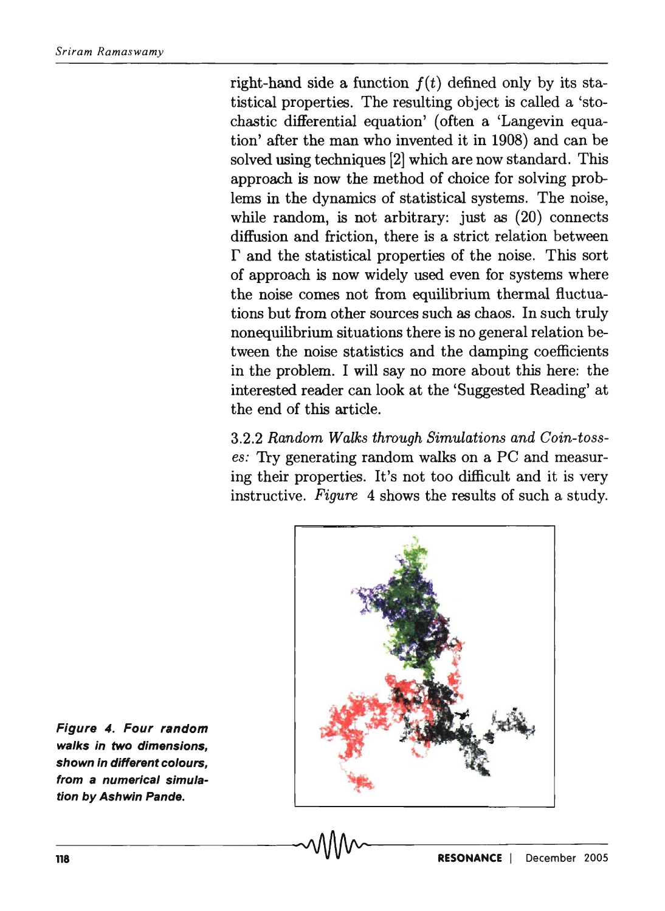right-hand side a function $f(t)$ defined only by its statistical properties. The resulting object is called a 'stochastic differential equation' (often a 'Langevin equation' after the man who invented it in 1908) and can be solved using techniques [2] which are now standard. This approach is now the method of choice for solving problems in the dynamics of statistical systems. The noise, while random, is not arbitrary: just as (20) connects diffusion and friction, there is a strict relation between $\Gamma$ and the statistical properties of the noise. This sort of approach is now widely used even for systems where the noise comes not from equilibrium thermal fluctuations but from other sources such as chaos. In such truly nonequilibrium situations there is no general relation between the noise statistics and the damping coefficients in the problem. I will say no more about this here: the interested reader can look at the 'Suggested Reading' at the end of this article.

3.2.2 *Random Walks through Simulations and Coin-tosses:* Try generating random walks on a PC and measuring their properties. It's not too difficult and it is very instructive. *Figure* 4 shows the results of such a study.

**Figure 4. Four random walks in two dimensions, shown in different colours, from a numerical simulation by Ashwin Pande.**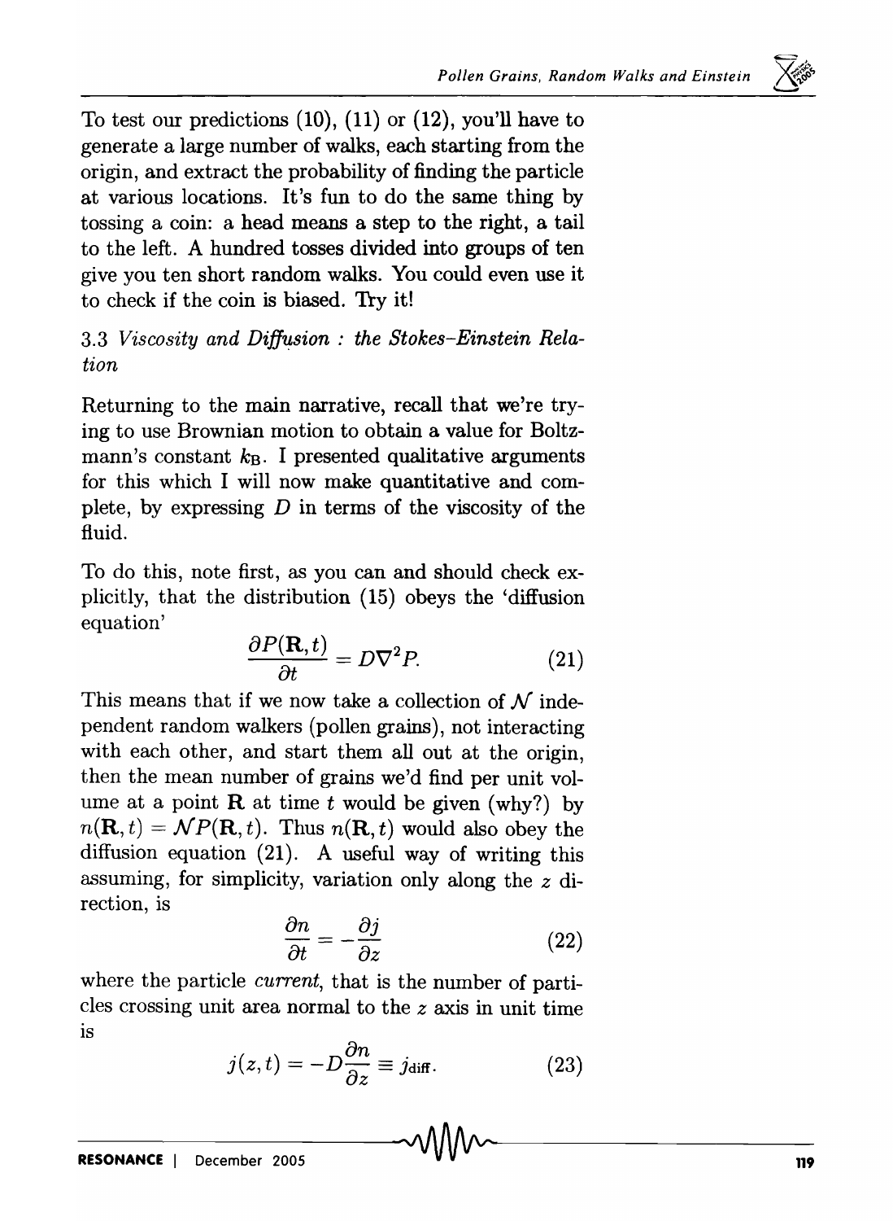To test our predictions (10), (11) or (12), you'll have to generate a large number of walks, each starting from the origin, and extract the probability of finding the particle at various locations. It's fun to do the same thing by tossing a coin: a head means a step to the right, a tail to the left. A hundred tosses divided into groups of ten give you ten short random walks. You could even use it to check if the coin is biased. Try it!

### *3.3 Viscosity and Diffusion : the Stokes–Einstein Relation*

Returning to the main narrative, recall that we're trying to use Brownian motion to obtain a value for Boltzmann's constant $k_B$. I presented qualitative arguments for this which I will now make quantitative and complete, by expressing $D$ in terms of the viscosity of the fluid.

To do this, note first, as you can and should check explicitly, that the distribution (15) obeys the 'diffusion equation'

$$\frac{\partial P(\mathbf{R},t)}{\partial t} = D\nabla^2 P. \tag{21}$$

This means that if we now take a collection of $\mathcal{N}$ independent random walkers (pollen grains), not interacting with each other, and start them all out at the origin, then the mean number of grains we'd find per unit volume at a point $\mathbf{R}$ at time $t$ would be given (why?) by $n(\mathbf{R},t) = \mathcal{N}P(\mathbf{R},t)$. Thus $n(\mathbf{R},t)$ would also obey the diffusion equation (21). A useful way of writing this assuming, for simplicity, variation only along the $z$ direction, is

$$\frac{\partial n}{\partial t} = -\frac{\partial j}{\partial z} \tag{22}$$

where the particle *current*, that is the number of particles crossing unit area normal to the $z$ axis in unit time is

$$j(z,t) = -D\frac{\partial n}{\partial z} \equiv j_{\text{diff}}. \tag{23}$$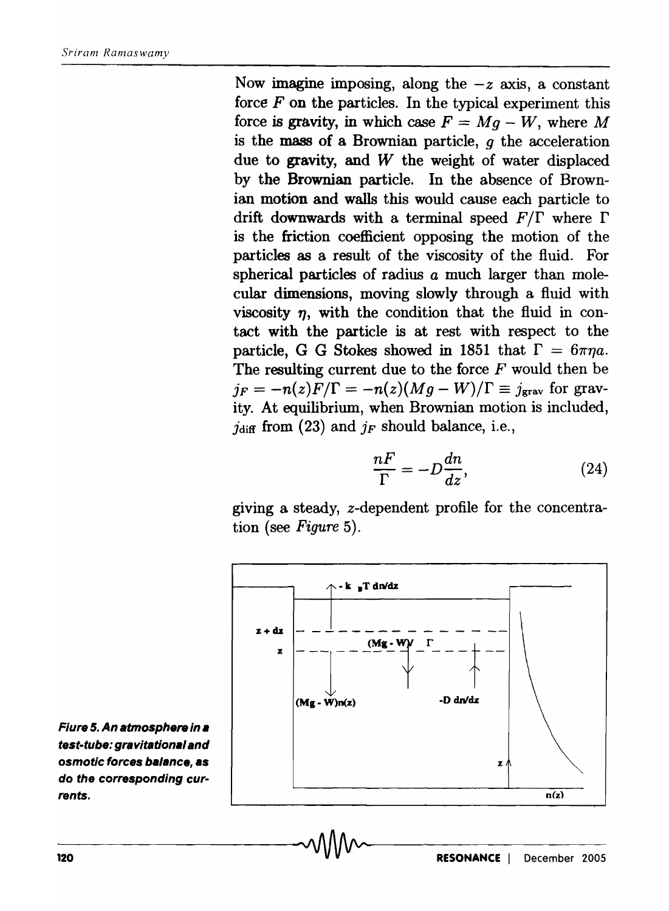Now imagine imposing, along the $-z$ axis, a constant force $F$ on the particles. In the typical experiment this force is gravity, in which case $F = Mg - W$, where $M$ is the mass of a Brownian particle, $g$ the acceleration due to gravity, and $W$ the weight of water displaced by the Brownian particle. In the absence of Brownian motion and walls this would cause each particle to drift downwards with a terminal speed $F/\Gamma$ where $\Gamma$ is the friction coefficient opposing the motion of the particles as a result of the viscosity of the fluid. For spherical particles of radius $a$ much larger than molecular dimensions, moving slowly through a fluid with viscosity $\eta$, with the condition that the fluid in contact with the particle is at rest with respect to the particle, G G Stokes showed in 1851 that $\Gamma = 6\pi\eta a$. The resulting current due to the force $F$ would then be $j_F = -n(z)F/\Gamma = -n(z)(Mg - W)/\Gamma \equiv j_{\text{grav}}$ for gravity. At equilibrium, when Brownian motion is included, $j_{\text{diff}}$ from (23) and $j_F$ should balance, i.e.,

$$\frac{nF}{\Gamma} = -D\frac{dn}{dz}, \tag{24}$$

giving a steady, $z$-dependent profile for the concentration (see *Figure* 5).

***Fiure 5. An atmosphere in a test-tube: gravitational and osmotic forces balance, as do the corresponding currents.***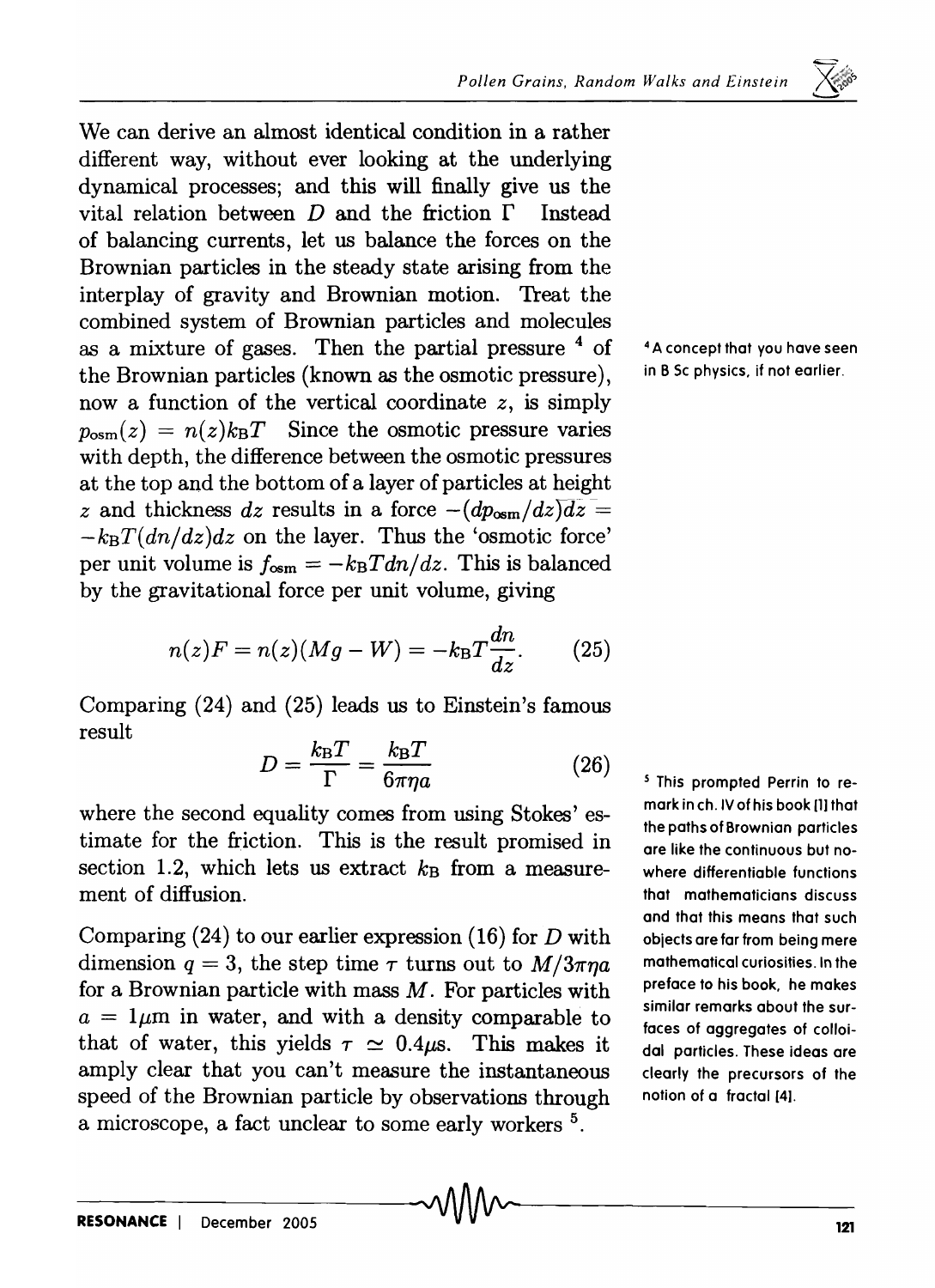We can derive an almost identical condition in a rather different way, without ever looking at the underlying dynamical processes; and this will finally give us the vital relation between $D$ and the friction $\Gamma$ Instead of balancing currents, let us balance the forces on the Brownian particles in the steady state arising from the interplay of gravity and Brownian motion. Treat the combined system of Brownian particles and molecules as a mixture of gases. Then the partial pressure [4] of the Brownian particles (known as the osmotic pressure), now a function of the vertical coordinate $z$, is simply $p_{\mathrm{osm}}(z) = n(z)k_{\mathrm{B}}T$ Since the osmotic pressure varies with depth, the difference between the osmotic pressures at the top and the bottom of a layer of particles at height $z$ and thickness $dz$ results in a force $-(dp_{\mathrm{osm}}/dz)dz = -k_{\mathrm{B}}T(dn/dz)dz$ on the layer. Thus the 'osmotic force' per unit volume is $f_{\mathrm{osm}} = -k_{\mathrm{B}}T dn/dz$. This is balanced by the gravitational force per unit volume, giving

$$n(z)F = n(z)(Mg - W) = -k_{\mathrm{B}}T\frac{dn}{dz}. \qquad (25)$$

Comparing (24) and (25) leads us to Einstein's famous result

$$D = \frac{k_{\mathrm{B}}T}{\Gamma} = \frac{k_{\mathrm{B}}T}{6\pi\eta a} \qquad (26)$$

where the second equality comes from using Stokes' estimate for the friction. This is the result promised in section 1.2, which lets us extract $k_{\mathrm{B}}$ from a measurement of diffusion.

Comparing (24) to our earlier expression (16) for $D$ with dimension $q = 3$, the step time $\tau$ turns out to $M/3\pi\eta a$ for a Brownian particle with mass $M$. For particles with $a = 1\mu\mathrm{m}$ in water, and with a density comparable to that of water, this yields $\tau \simeq 0.4\mu\mathrm{s}$. This makes it amply clear that you can't measure the instantaneous speed of the Brownian particle by observations through a microscope, a fact unclear to some early workers [5].

[4] A concept that you have seen in B Sc physics, if not earlier.

[5] This prompted Perrin to remark in ch. IV of his book [1] that the paths of Brownian particles are like the continuous but nowhere differentiable functions that mathematicians discuss and that this means that such objects are far from being mere mathematical curiosities. In the preface to his book, he makes similar remarks about the surfaces of aggregates of colloidal particles. These ideas are clearly the precursors of the notion of a fractal [4].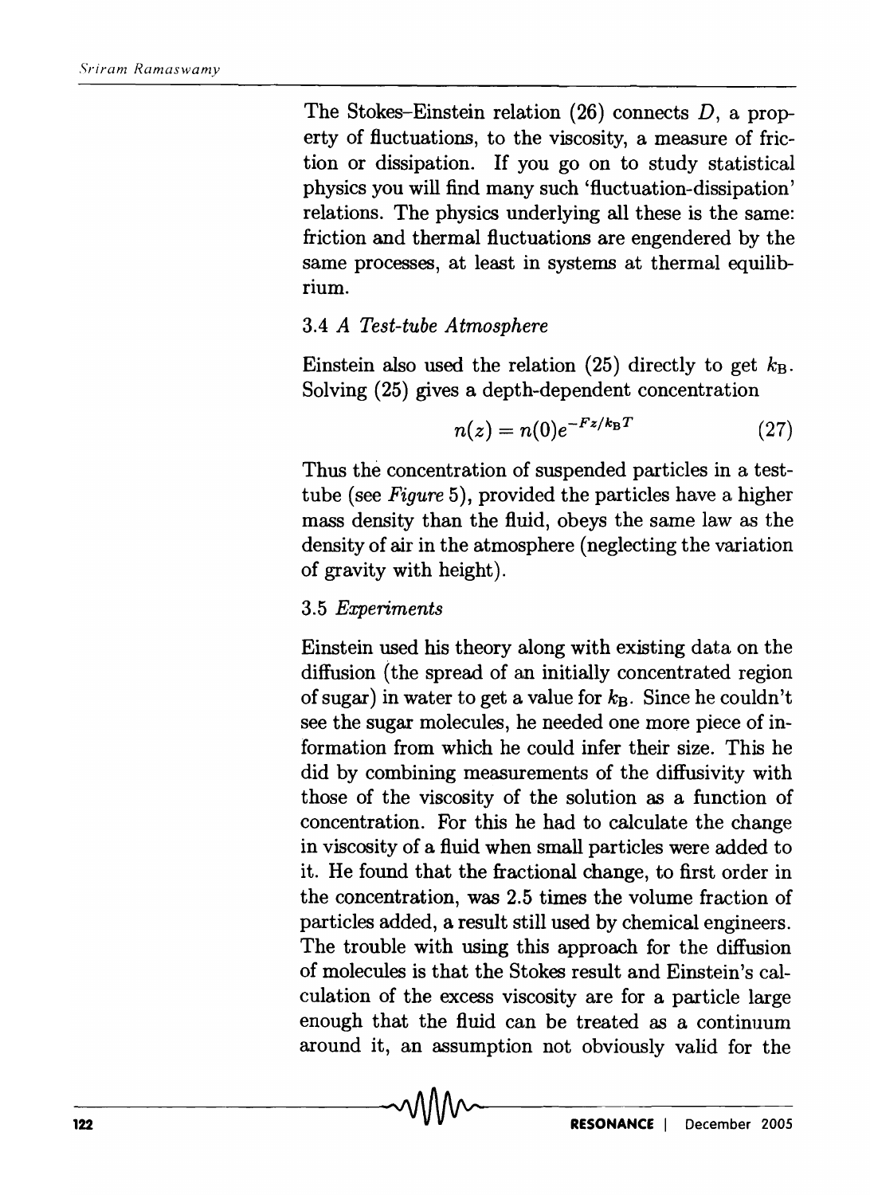The Stokes–Einstein relation (26) connects $D$, a property of fluctuations, to the viscosity, a measure of friction or dissipation. If you go on to study statistical physics you will find many such 'fluctuation-dissipation' relations. The physics underlying all these is the same: friction and thermal fluctuations are engendered by the same processes, at least in systems at thermal equilibrium.

### 3.4 *A Test-tube Atmosphere*

Einstein also used the relation (25) directly to get $k_B$. Solving (25) gives a depth-dependent concentration

$$n(z) = n(0)e^{-Fz/k_B T} \tag{27}$$

Thus the concentration of suspended particles in a test-tube (see *Figure* 5), provided the particles have a higher mass density than the fluid, obeys the same law as the density of air in the atmosphere (neglecting the variation of gravity with height).

### 3.5 *Experiments*

Einstein used his theory along with existing data on the diffusion (the spread of an initially concentrated region of sugar) in water to get a value for $k_B$. Since he couldn't see the sugar molecules, he needed one more piece of information from which he could infer their size. This he did by combining measurements of the diffusivity with those of the viscosity of the solution as a function of concentration. For this he had to calculate the change in viscosity of a fluid when small particles were added to it. He found that the fractional change, to first order in the concentration, was 2.5 times the volume fraction of particles added, a result still used by chemical engineers. The trouble with using this approach for the diffusion of molecules is that the Stokes result and Einstein's calculation of the excess viscosity are for a particle large enough that the fluid can be treated as a continuum around it, an assumption not obviously valid for the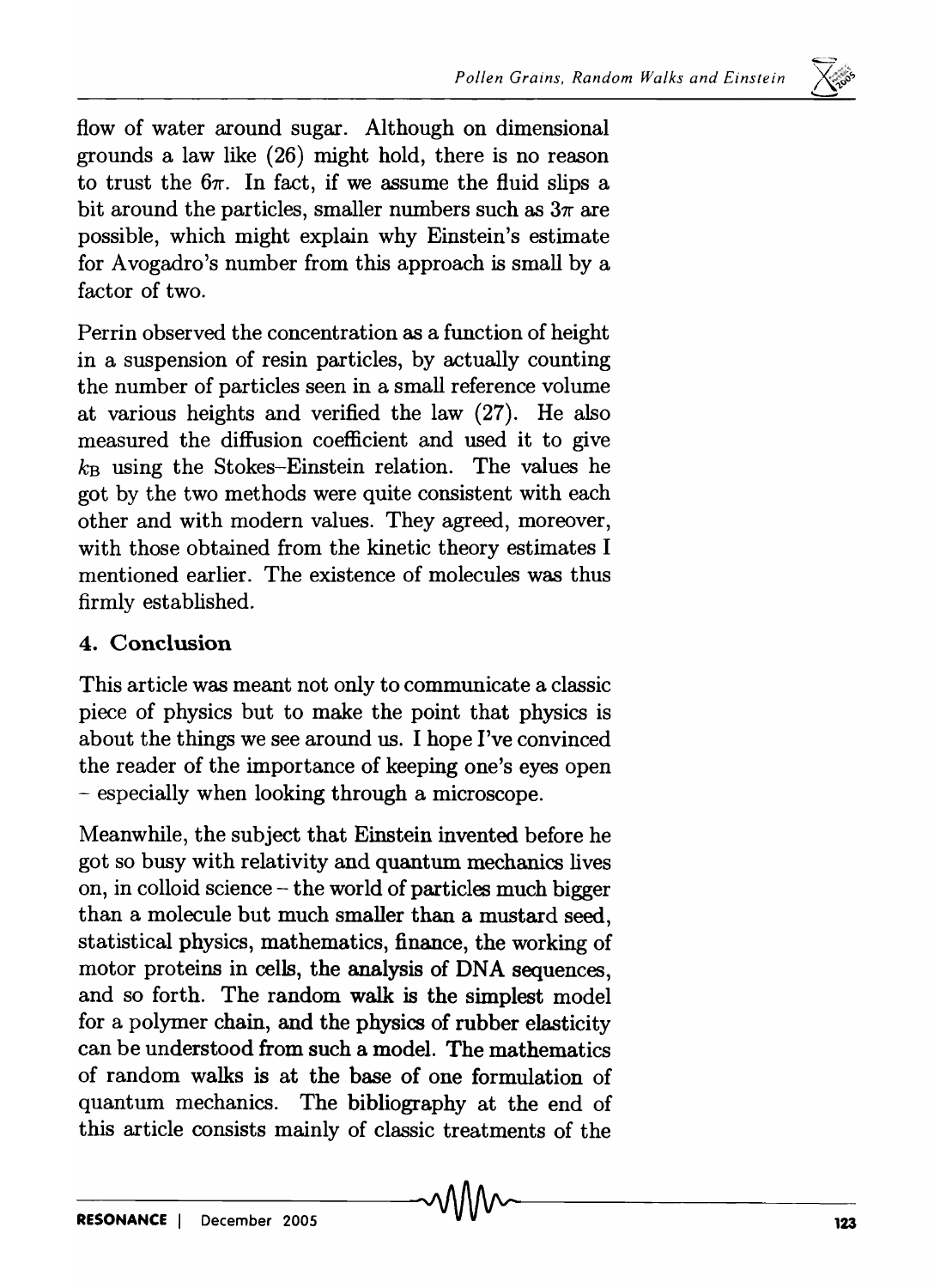flow of water around sugar. Although on dimensional grounds a law like (26) might hold, there is no reason to trust the $6\pi$. In fact, if we assume the fluid slips a bit around the particles, smaller numbers such as $3\pi$ are possible, which might explain why Einstein's estimate for Avogadro's number from this approach is small by a factor of two.

Perrin observed the concentration as a function of height in a suspension of resin particles, by actually counting the number of particles seen in a small reference volume at various heights and verified the law (27). He also measured the diffusion coefficient and used it to give $k_B$ using the Stokes–Einstein relation. The values he got by the two methods were quite consistent with each other and with modern values. They agreed, moreover, with those obtained from the kinetic theory estimates I mentioned earlier. The existence of molecules was thus firmly established.

## 4. Conclusion

This article was meant not only to communicate a classic piece of physics but to make the point that physics is about the things we see around us. I hope I've convinced the reader of the importance of keeping one's eyes open – especially when looking through a microscope.

Meanwhile, the subject that Einstein invented before he got so busy with relativity and quantum mechanics lives on, in colloid science – the world of particles much bigger than a molecule but much smaller than a mustard seed, statistical physics, mathematics, finance, the working of motor proteins in cells, the analysis of DNA sequences, and so forth. The random walk is the simplest model for a polymer chain, and the physics of rubber elasticity can be understood from such a model. The mathematics of random walks is at the base of one formulation of quantum mechanics. The bibliography at the end of this article consists mainly of classic treatments of the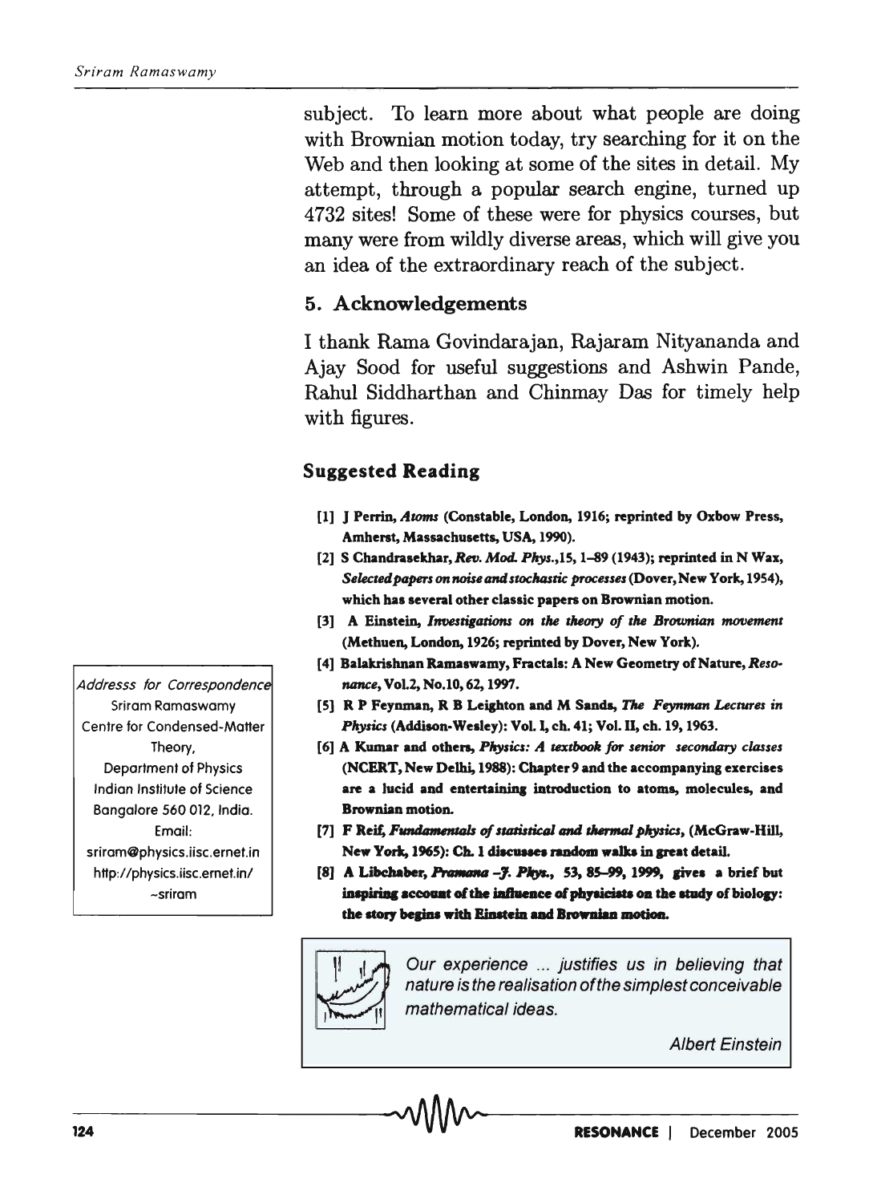subject. To learn more about what people are doing with Brownian motion today, try searching for it on the Web and then looking at some of the sites in detail. My attempt, through a popular search engine, turned up 4732 sites! Some of these were for physics courses, but many were from wildly diverse areas, which will give you an idea of the extraordinary reach of the subject.

## 5. Acknowledgements

I thank Rama Govindarajan, Rajaram Nityananda and Ajay Sood for useful suggestions and Ashwin Pande, Rahul Siddharthan and Chinmay Das for timely help with figures.

### Suggested Reading

[1] J Perrin, *Atoms* (Constable, London, 1916; reprinted by Oxbow Press, Amherst, Massachusetts, USA, 1990).

[2] S Chandrasekhar, *Rev. Mod. Phys.*,15, 1–89 (1943); reprinted in N Wax, *Selected papers on noise and stochastic processes* (Dover, New York, 1954), which has several other classic papers on Brownian motion.

[3] A Einstein, *Investigations on the theory of the Brownian movement* (Methuen, London, 1926; reprinted by Dover, New York).

[4] Balakrishnan Ramaswamy, Fractals: A New Geometry of Nature, *Resonance*, Vol.2, No.10, 62, 1997.

[5] R P Feynman, R B Leighton and M Sands, *The Feynman Lectures in Physics* (Addison-Wesley): Vol. I, ch. 41; Vol. II, ch. 19, 1963.

[6] A Kumar and others, *Physics: A textbook for senior secondary classes* (NCERT, New Delhi, 1988): Chapter 9 and the accompanying exercises are a lucid and entertaining introduction to atoms, molecules, and Brownian motion.

[7] F Reif, *Fundamentals of statistical and thermal physics*, (McGraw-Hill, New York, 1965): Ch. 1 discusses random walks in great detail.

[8] A Libchaber, *Pramana –J. Phys.*, 53, 85–99, 1999, gives a brief but inspiring account of the influence of physicists on the study of biology: the story begins with Einstein and Brownian motion.

Addresss for Correspondence
Sriram Ramaswamy
Centre for Condensed-Matter Theory,
Department of Physics
Indian Institute of Science
Bangalore 560 012, India.
Email:
sriram@physics.iisc.ernet.in
http://physics.iisc.ernet.in/~sriram

*Our experience ... justifies us in believing that nature is the realisation of the simplest conceivable mathematical ideas.*

*Albert Einstein*